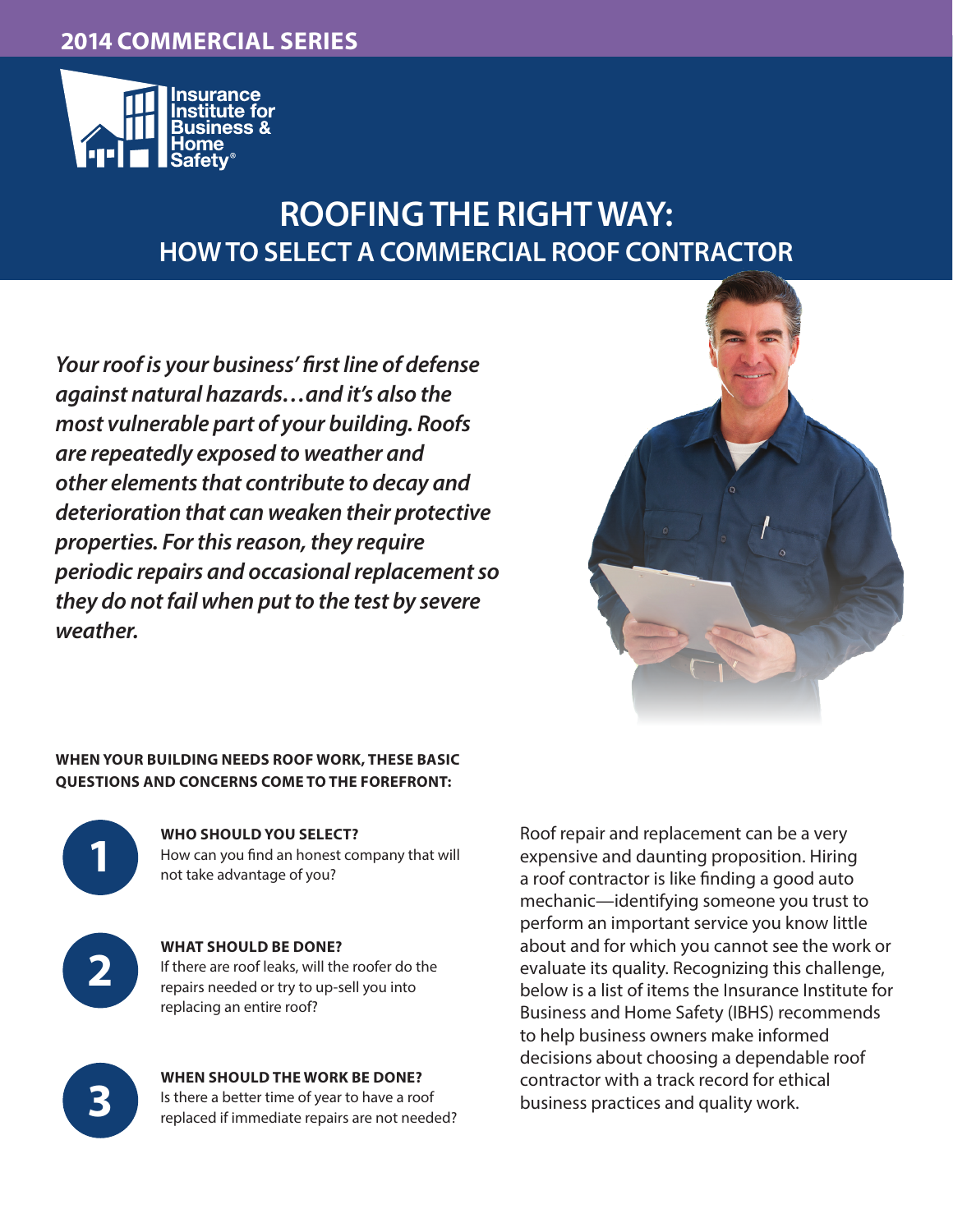2014 COMMERCIAL SERIES

Insurance Institute for Business & Home Safety®

# ROOFING THE RIGHT WAY:
## HOW TO SELECT A COMMERCIAL ROOF CONTRACTOR

***Your roof is your business' first line of defense against natural hazards…and it's also the most vulnerable part of your building. Roofs are repeatedly exposed to weather and other elements that contribute to decay and deterioration that can weaken their protective properties. For this reason, they require periodic repairs and occasional replacement so they do not fail when put to the test by severe weather.***

**WHEN YOUR BUILDING NEEDS ROOF WORK, THESE BASIC QUESTIONS AND CONCERNS COME TO THE FOREFRONT:**

1. **WHO SHOULD YOU SELECT?**
   How can you find an honest company that will not take advantage of you?

2. **WHAT SHOULD BE DONE?**
   If there are roof leaks, will the roofer do the repairs needed or try to up-sell you into replacing an entire roof?

3. **WHEN SHOULD THE WORK BE DONE?**
   Is there a better time of year to have a roof replaced if immediate repairs are not needed?

Roof repair and replacement can be a very expensive and daunting proposition. Hiring a roof contractor is like finding a good auto mechanic—identifying someone you trust to perform an important service you know little about and for which you cannot see the work or evaluate its quality. Recognizing this challenge, below is a list of items the Insurance Institute for Business and Home Safety (IBHS) recommends to help business owners make informed decisions about choosing a dependable roof contractor with a track record for ethical business practices and quality work.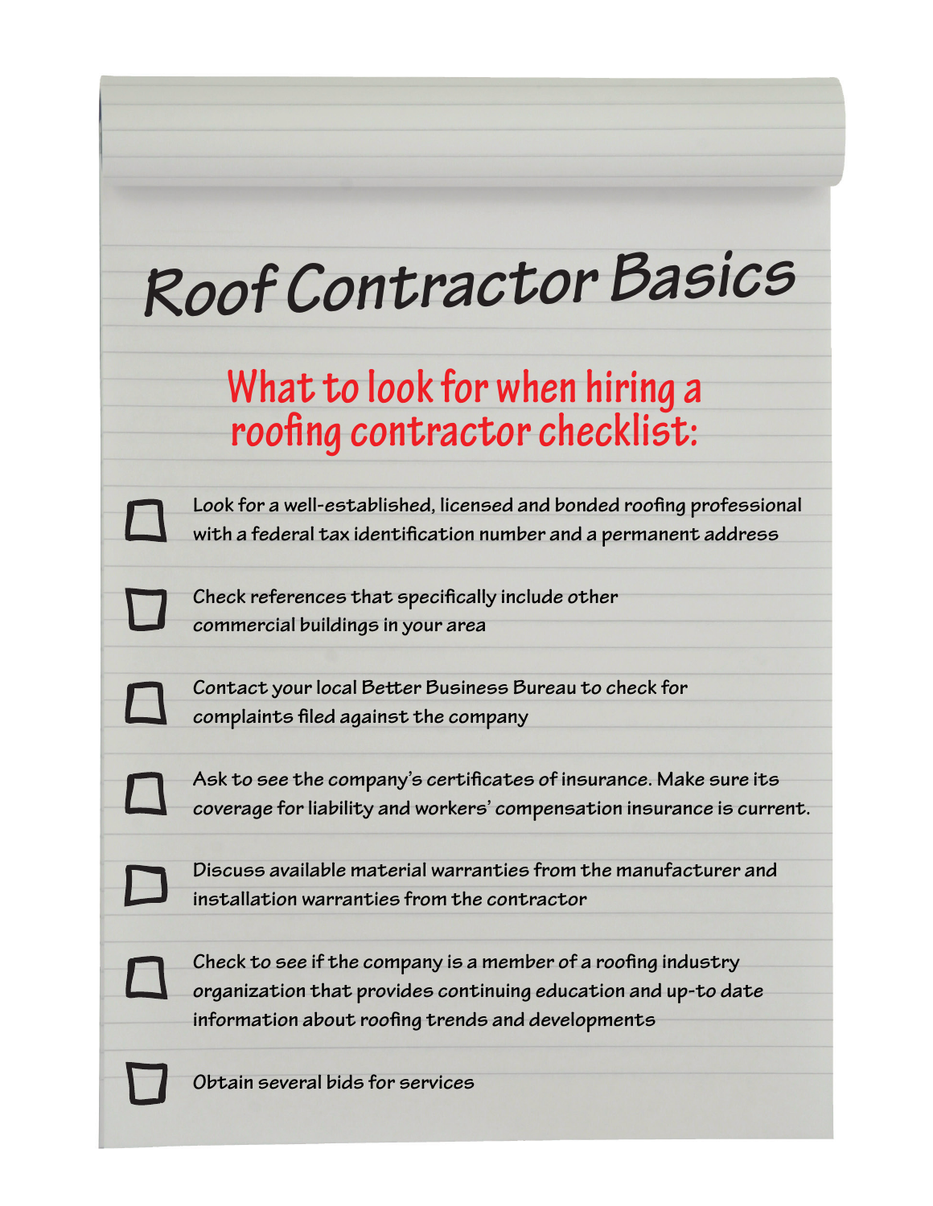# Roof Contractor Basics

## What to look for when hiring a roofing contractor checklist:

- [ ] Look for a well-established, licensed and bonded roofing professional with a federal tax identification number and a permanent address
- [ ] Check references that specifically include other commercial buildings in your area
- [ ] Contact your local Better Business Bureau to check for complaints filed against the company
- [ ] Ask to see the company's certificates of insurance. Make sure its coverage for liability and workers' compensation insurance is current.
- [ ] Discuss available material warranties from the manufacturer and installation warranties from the contractor
- [ ] Check to see if the company is a member of a roofing industry organization that provides continuing education and up-to date information about roofing trends and developments
- [ ] Obtain several bids for services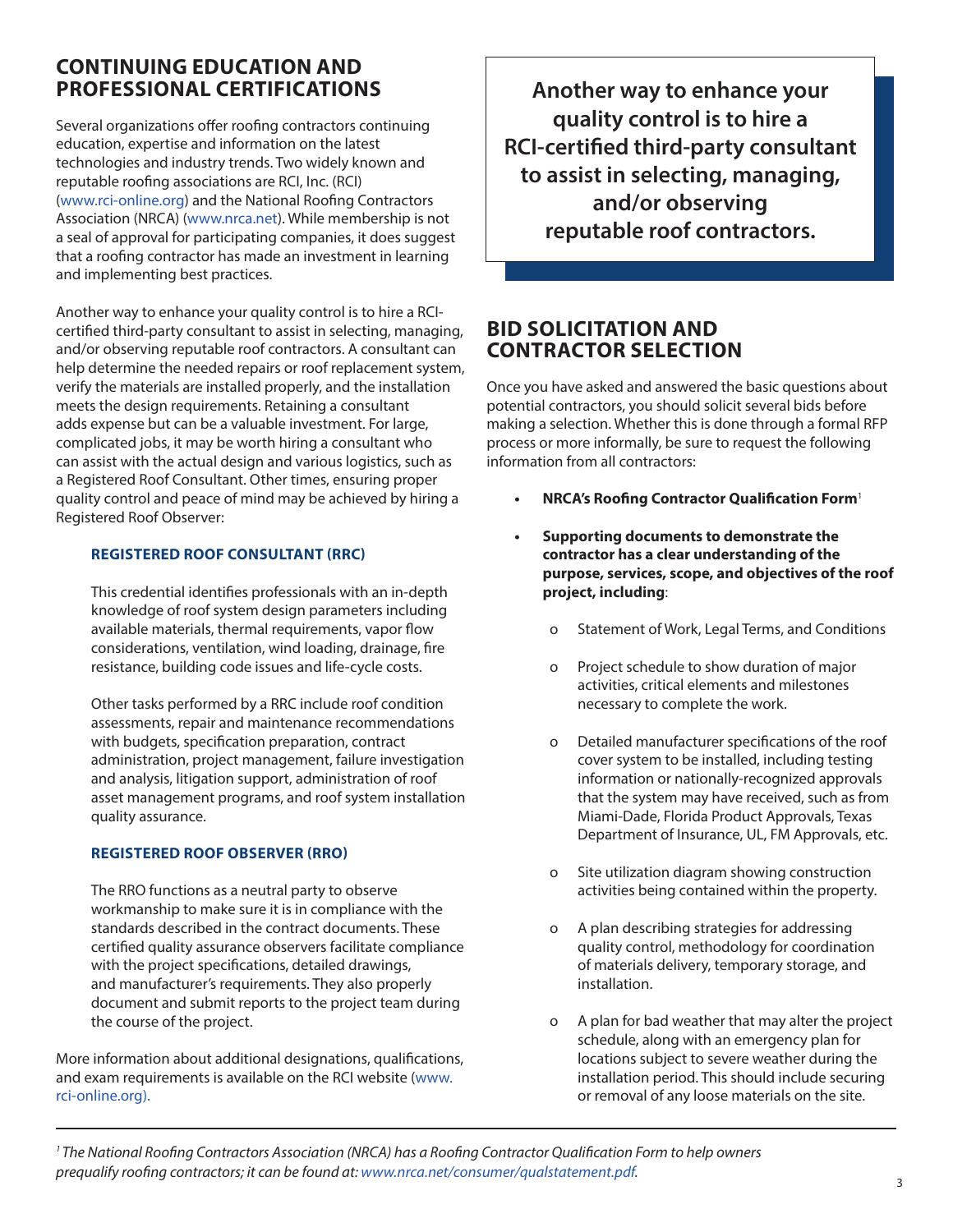## CONTINUING EDUCATION AND PROFESSIONAL CERTIFICATIONS

Several organizations offer roofing contractors continuing education, expertise and information on the latest technologies and industry trends. Two widely known and reputable roofing associations are RCI, Inc. (RCI) (www.rci-online.org) and the National Roofing Contractors Association (NRCA) (www.nrca.net). While membership is not a seal of approval for participating companies, it does suggest that a roofing contractor has made an investment in learning and implementing best practices.

Another way to enhance your quality control is to hire a RCI-certified third-party consultant to assist in selecting, managing, and/or observing reputable roof contractors. A consultant can help determine the needed repairs or roof replacement system, verify the materials are installed properly, and the installation meets the design requirements. Retaining a consultant adds expense but can be a valuable investment. For large, complicated jobs, it may be worth hiring a consultant who can assist with the actual design and various logistics, such as a Registered Roof Consultant. Other times, ensuring proper quality control and peace of mind may be achieved by hiring a Registered Roof Observer:

### REGISTERED ROOF CONSULTANT (RRC)

This credential identifies professionals with an in-depth knowledge of roof system design parameters including available materials, thermal requirements, vapor flow considerations, ventilation, wind loading, drainage, fire resistance, building code issues and life-cycle costs.

Other tasks performed by a RRC include roof condition assessments, repair and maintenance recommendations with budgets, specification preparation, contract administration, project management, failure investigation and analysis, litigation support, administration of roof asset management programs, and roof system installation quality assurance.

### REGISTERED ROOF OBSERVER (RRO)

The RRO functions as a neutral party to observe workmanship to make sure it is in compliance with the standards described in the contract documents. These certified quality assurance observers facilitate compliance with the project specifications, detailed drawings, and manufacturer's requirements. They also properly document and submit reports to the project team during the course of the project.

More information about additional designations, qualifications, and exam requirements is available on the RCI website (www.rci-online.org).

**Another way to enhance your quality control is to hire a RCI-certified third-party consultant to assist in selecting, managing, and/or observing reputable roof contractors.**

## BID SOLICITATION AND CONTRACTOR SELECTION

Once you have asked and answered the basic questions about potential contractors, you should solicit several bids before making a selection. Whether this is done through a formal RFP process or more informally, be sure to request the following information from all contractors:

- **NRCA's Roofing Contractor Qualification Form**[1]
- **Supporting documents to demonstrate the contractor has a clear understanding of the purpose, services, scope, and objectives of the roof project, including**:
  - Statement of Work, Legal Terms, and Conditions
  - Project schedule to show duration of major activities, critical elements and milestones necessary to complete the work.
  - Detailed manufacturer specifications of the roof cover system to be installed, including testing information or nationally-recognized approvals that the system may have received, such as from Miami-Dade, Florida Product Approvals, Texas Department of Insurance, UL, FM Approvals, etc.
  - Site utilization diagram showing construction activities being contained within the property.
  - A plan describing strategies for addressing quality control, methodology for coordination of materials delivery, temporary storage, and installation.
  - A plan for bad weather that may alter the project schedule, along with an emergency plan for locations subject to severe weather during the installation period. This should include securing or removal of any loose materials on the site.

---

*[1] The National Roofing Contractors Association (NRCA) has a Roofing Contractor Qualification Form to help owners prequalify roofing contractors; it can be found at: www.nrca.net/consumer/qualstatement.pdf.*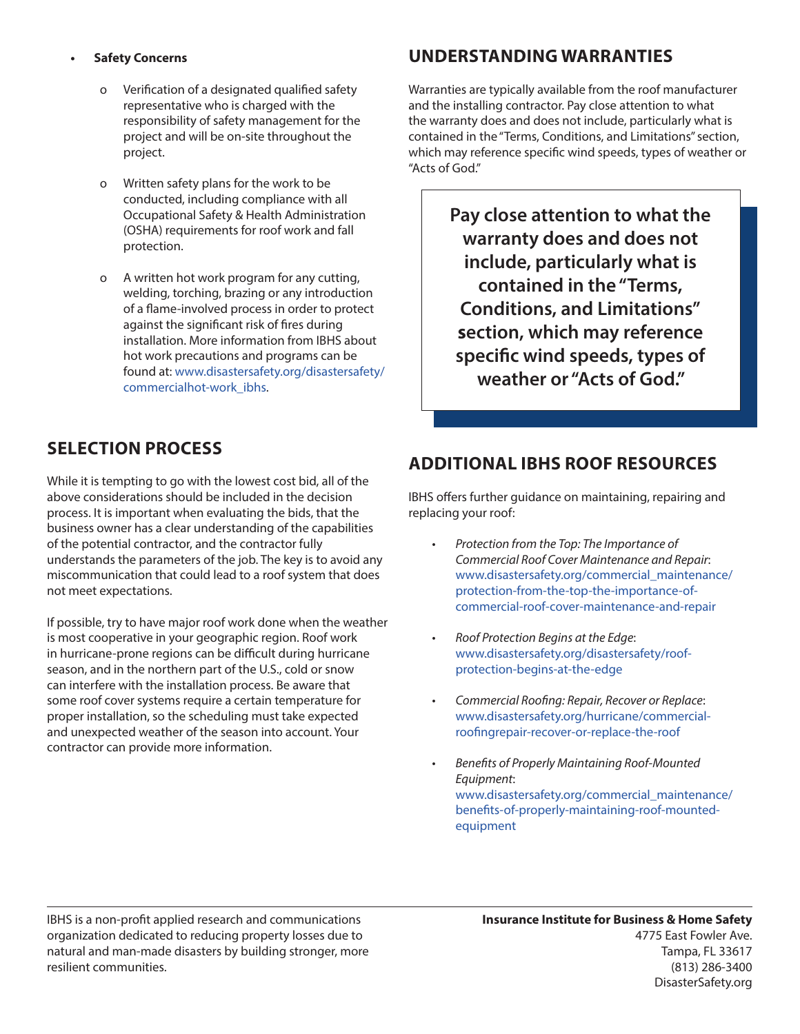- **Safety Concerns**
  - o Verification of a designated qualified safety representative who is charged with the responsibility of safety management for the project and will be on-site throughout the project.
  - o Written safety plans for the work to be conducted, including compliance with all Occupational Safety & Health Administration (OSHA) requirements for roof work and fall protection.
  - o A written hot work program for any cutting, welding, torching, brazing or any introduction of a flame-involved process in order to protect against the significant risk of fires during installation. More information from IBHS about hot work precautions and programs can be found at: www.disastersafety.org/disastersafety/commercialhot-work_ibhs.

## SELECTION PROCESS

While it is tempting to go with the lowest cost bid, all of the above considerations should be included in the decision process. It is important when evaluating the bids, that the business owner has a clear understanding of the capabilities of the potential contractor, and the contractor fully understands the parameters of the job. The key is to avoid any miscommunication that could lead to a roof system that does not meet expectations.

If possible, try to have major roof work done when the weather is most cooperative in your geographic region. Roof work in hurricane-prone regions can be difficult during hurricane season, and in the northern part of the U.S., cold or snow can interfere with the installation process. Be aware that some roof cover systems require a certain temperature for proper installation, so the scheduling must take expected and unexpected weather of the season into account. Your contractor can provide more information.

## UNDERSTANDING WARRANTIES

Warranties are typically available from the roof manufacturer and the installing contractor. Pay close attention to what the warranty does and does not include, particularly what is contained in the "Terms, Conditions, and Limitations" section, which may reference specific wind speeds, types of weather or "Acts of God."

**Pay close attention to what the warranty does and does not include, particularly what is contained in the "Terms, Conditions, and Limitations" section, which may reference specific wind speeds, types of weather or "Acts of God."**

## ADDITIONAL IBHS ROOF RESOURCES

IBHS offers further guidance on maintaining, repairing and replacing your roof:

- *Protection from the Top: The Importance of Commercial Roof Cover Maintenance and Repair*: www.disastersafety.org/commercial_maintenance/protection-from-the-top-the-importance-of-commercial-roof-cover-maintenance-and-repair
- *Roof Protection Begins at the Edge*: www.disastersafety.org/disastersafety/roof-protection-begins-at-the-edge
- *Commercial Roofing: Repair, Recover or Replace*: www.disastersafety.org/hurricane/commercial-roofingrepair-recover-or-replace-the-roof
- *Benefits of Properly Maintaining Roof-Mounted Equipment*: www.disastersafety.org/commercial_maintenance/benefits-of-properly-maintaining-roof-mounted-equipment

IBHS is a non-profit applied research and communications organization dedicated to reducing property losses due to natural and man-made disasters by building stronger, more resilient communities.

**Insurance Institute for Business & Home Safety**
4775 East Fowler Ave.
Tampa, FL 33617
(813) 286-3400
DisasterSafety.org